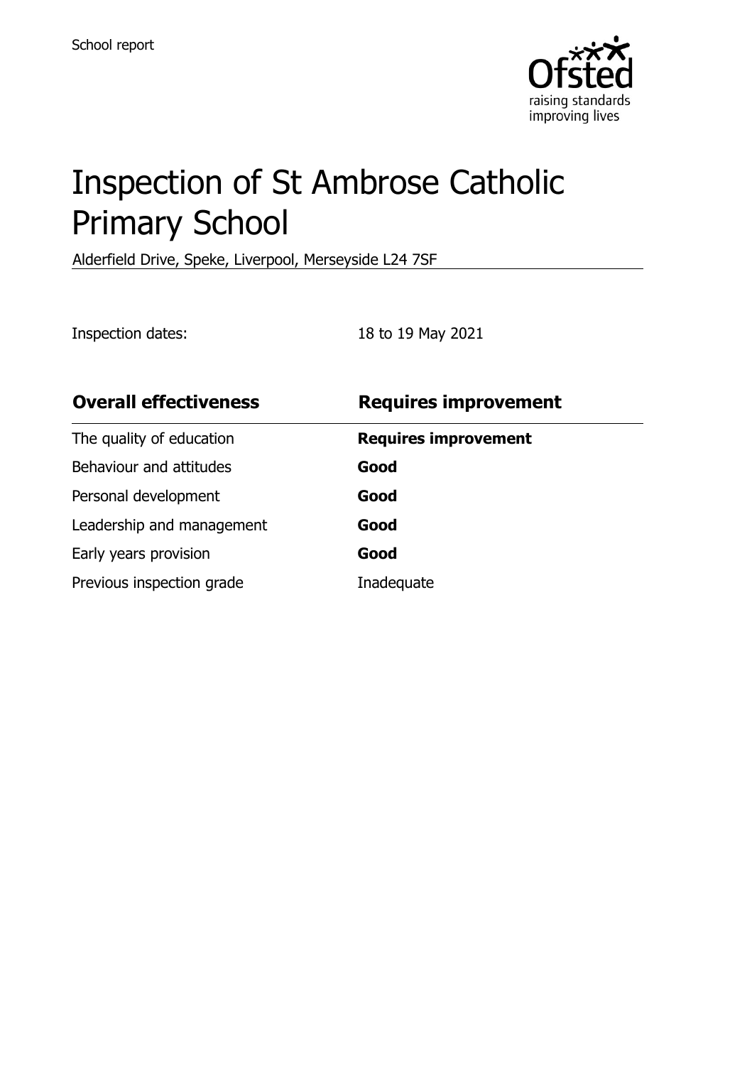School report

# Inspection of St Ambrose Catholic Primary School

Alderfield Drive, Speke, Liverpool, Merseyside L24 7SF

Inspection dates: 18 to 19 May 2021

| **Overall effectiveness** | **Requires improvement** |
| --- | --- |
| The quality of education | **Requires improvement** |
| Behaviour and attitudes | **Good** |
| Personal development | **Good** |
| Leadership and management | **Good** |
| Early years provision | **Good** |
| Previous inspection grade | Inadequate |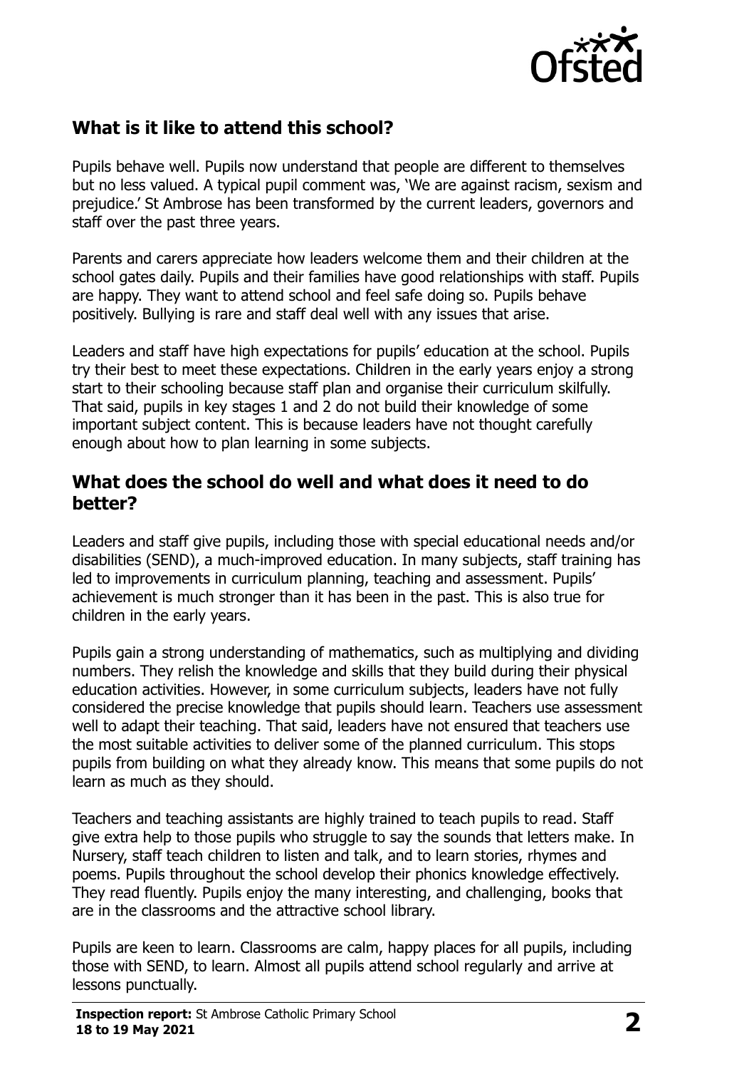## What is it like to attend this school?

Pupils behave well. Pupils now understand that people are different to themselves but no less valued. A typical pupil comment was, 'We are against racism, sexism and prejudice.' St Ambrose has been transformed by the current leaders, governors and staff over the past three years.

Parents and carers appreciate how leaders welcome them and their children at the school gates daily. Pupils and their families have good relationships with staff. Pupils are happy. They want to attend school and feel safe doing so. Pupils behave positively. Bullying is rare and staff deal well with any issues that arise.

Leaders and staff have high expectations for pupils' education at the school. Pupils try their best to meet these expectations. Children in the early years enjoy a strong start to their schooling because staff plan and organise their curriculum skilfully. That said, pupils in key stages 1 and 2 do not build their knowledge of some important subject content. This is because leaders have not thought carefully enough about how to plan learning in some subjects.

## What does the school do well and what does it need to do better?

Leaders and staff give pupils, including those with special educational needs and/or disabilities (SEND), a much-improved education. In many subjects, staff training has led to improvements in curriculum planning, teaching and assessment. Pupils' achievement is much stronger than it has been in the past. This is also true for children in the early years.

Pupils gain a strong understanding of mathematics, such as multiplying and dividing numbers. They relish the knowledge and skills that they build during their physical education activities. However, in some curriculum subjects, leaders have not fully considered the precise knowledge that pupils should learn. Teachers use assessment well to adapt their teaching. That said, leaders have not ensured that teachers use the most suitable activities to deliver some of the planned curriculum. This stops pupils from building on what they already know. This means that some pupils do not learn as much as they should.

Teachers and teaching assistants are highly trained to teach pupils to read. Staff give extra help to those pupils who struggle to say the sounds that letters make. In Nursery, staff teach children to listen and talk, and to learn stories, rhymes and poems. Pupils throughout the school develop their phonics knowledge effectively. They read fluently. Pupils enjoy the many interesting, and challenging, books that are in the classrooms and the attractive school library.

Pupils are keen to learn. Classrooms are calm, happy places for all pupils, including those with SEND, to learn. Almost all pupils attend school regularly and arrive at lessons punctually.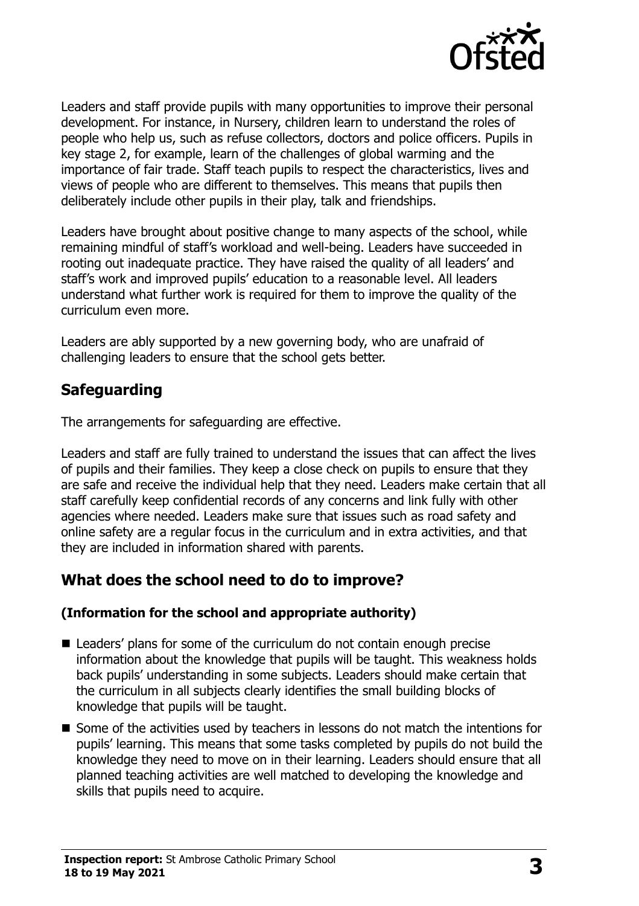Leaders and staff provide pupils with many opportunities to improve their personal development. For instance, in Nursery, children learn to understand the roles of people who help us, such as refuse collectors, doctors and police officers. Pupils in key stage 2, for example, learn of the challenges of global warming and the importance of fair trade. Staff teach pupils to respect the characteristics, lives and views of people who are different to themselves. This means that pupils then deliberately include other pupils in their play, talk and friendships.

Leaders have brought about positive change to many aspects of the school, while remaining mindful of staff's workload and well-being. Leaders have succeeded in rooting out inadequate practice. They have raised the quality of all leaders' and staff's work and improved pupils' education to a reasonable level. All leaders understand what further work is required for them to improve the quality of the curriculum even more.

Leaders are ably supported by a new governing body, who are unafraid of challenging leaders to ensure that the school gets better.

## Safeguarding

The arrangements for safeguarding are effective.

Leaders and staff are fully trained to understand the issues that can affect the lives of pupils and their families. They keep a close check on pupils to ensure that they are safe and receive the individual help that they need. Leaders make certain that all staff carefully keep confidential records of any concerns and link fully with other agencies where needed. Leaders make sure that issues such as road safety and online safety are a regular focus in the curriculum and in extra activities, and that they are included in information shared with parents.

## What does the school need to do to improve?

### (Information for the school and appropriate authority)

- Leaders' plans for some of the curriculum do not contain enough precise information about the knowledge that pupils will be taught. This weakness holds back pupils' understanding in some subjects. Leaders should make certain that the curriculum in all subjects clearly identifies the small building blocks of knowledge that pupils will be taught.
- Some of the activities used by teachers in lessons do not match the intentions for pupils' learning. This means that some tasks completed by pupils do not build the knowledge they need to move on in their learning. Leaders should ensure that all planned teaching activities are well matched to developing the knowledge and skills that pupils need to acquire.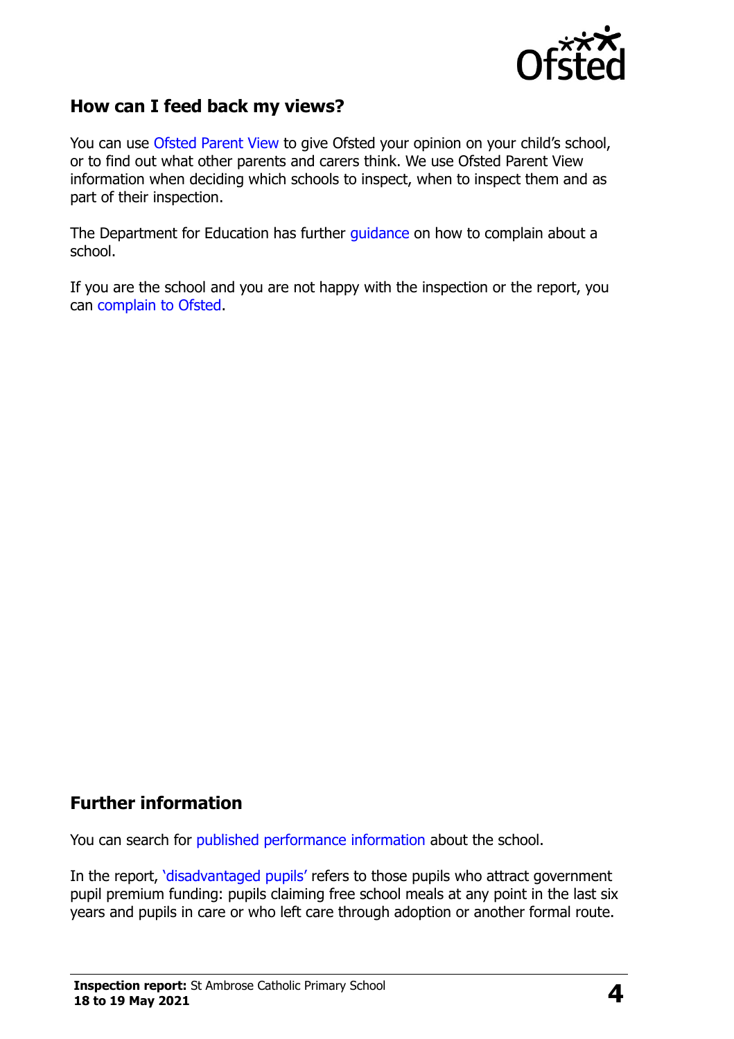## How can I feed back my views?

You can use Ofsted Parent View to give Ofsted your opinion on your child's school, or to find out what other parents and carers think. We use Ofsted Parent View information when deciding which schools to inspect, when to inspect them and as part of their inspection.

The Department for Education has further guidance on how to complain about a school.

If you are the school and you are not happy with the inspection or the report, you can complain to Ofsted.

## Further information

You can search for published performance information about the school.

In the report, 'disadvantaged pupils' refers to those pupils who attract government pupil premium funding: pupils claiming free school meals at any point in the last six years and pupils in care or who left care through adoption or another formal route.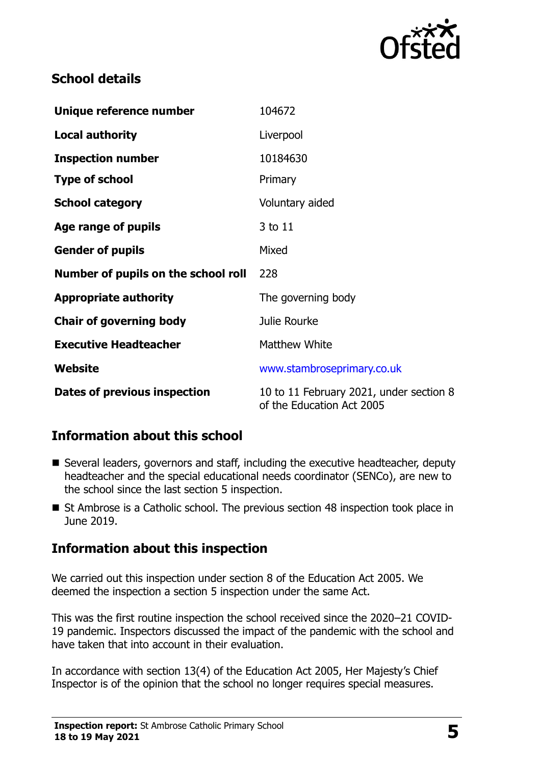## School details

| | |
|---|---|
| **Unique reference number** | 104672 |
| **Local authority** | Liverpool |
| **Inspection number** | 10184630 |
| **Type of school** | Primary |
| **School category** | Voluntary aided |
| **Age range of pupils** | 3 to 11 |
| **Gender of pupils** | Mixed |
| **Number of pupils on the school roll** | 228 |
| **Appropriate authority** | The governing body |
| **Chair of governing body** | Julie Rourke |
| **Executive Headteacher** | Matthew White |
| **Website** | www.stambroseprimary.co.uk |
| **Dates of previous inspection** | 10 to 11 February 2021, under section 8 of the Education Act 2005 |

## Information about this school

- Several leaders, governors and staff, including the executive headteacher, deputy headteacher and the special educational needs coordinator (SENCo), are new to the school since the last section 5 inspection.
- St Ambrose is a Catholic school. The previous section 48 inspection took place in June 2019.

## Information about this inspection

We carried out this inspection under section 8 of the Education Act 2005. We deemed the inspection a section 5 inspection under the same Act.

This was the first routine inspection the school received since the 2020–21 COVID-19 pandemic. Inspectors discussed the impact of the pandemic with the school and have taken that into account in their evaluation.

In accordance with section 13(4) of the Education Act 2005, Her Majesty's Chief Inspector is of the opinion that the school no longer requires special measures.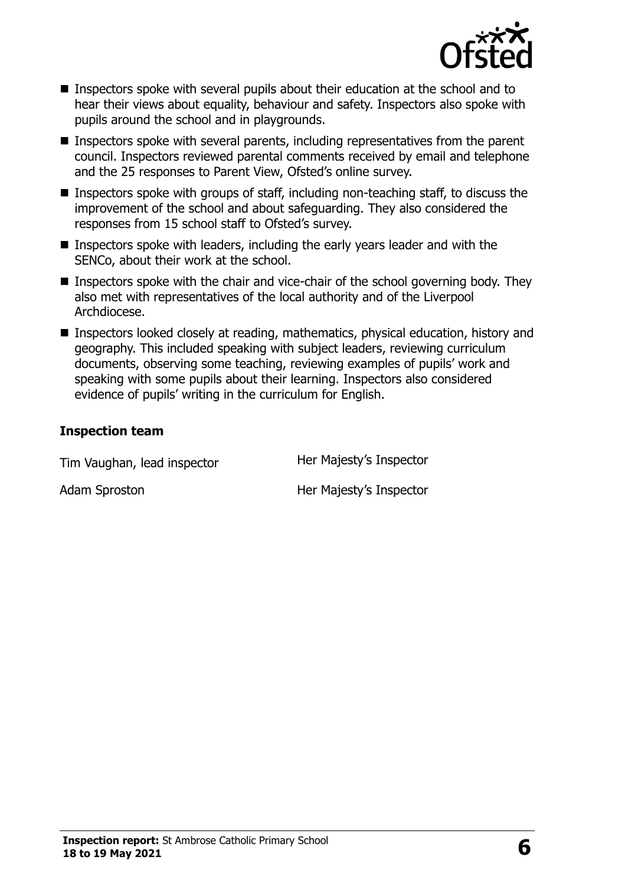- Inspectors spoke with several pupils about their education at the school and to hear their views about equality, behaviour and safety. Inspectors also spoke with pupils around the school and in playgrounds.
- Inspectors spoke with several parents, including representatives from the parent council. Inspectors reviewed parental comments received by email and telephone and the 25 responses to Parent View, Ofsted's online survey.
- Inspectors spoke with groups of staff, including non-teaching staff, to discuss the improvement of the school and about safeguarding. They also considered the responses from 15 school staff to Ofsted's survey.
- Inspectors spoke with leaders, including the early years leader and with the SENCo, about their work at the school.
- Inspectors spoke with the chair and vice-chair of the school governing body. They also met with representatives of the local authority and of the Liverpool Archdiocese.
- Inspectors looked closely at reading, mathematics, physical education, history and geography. This included speaking with subject leaders, reviewing curriculum documents, observing some teaching, reviewing examples of pupils' work and speaking with some pupils about their learning. Inspectors also considered evidence of pupils' writing in the curriculum for English.

### Inspection team

| | |
|---|---|
| Tim Vaughan, lead inspector | Her Majesty's Inspector |
| Adam Sproston | Her Majesty's Inspector |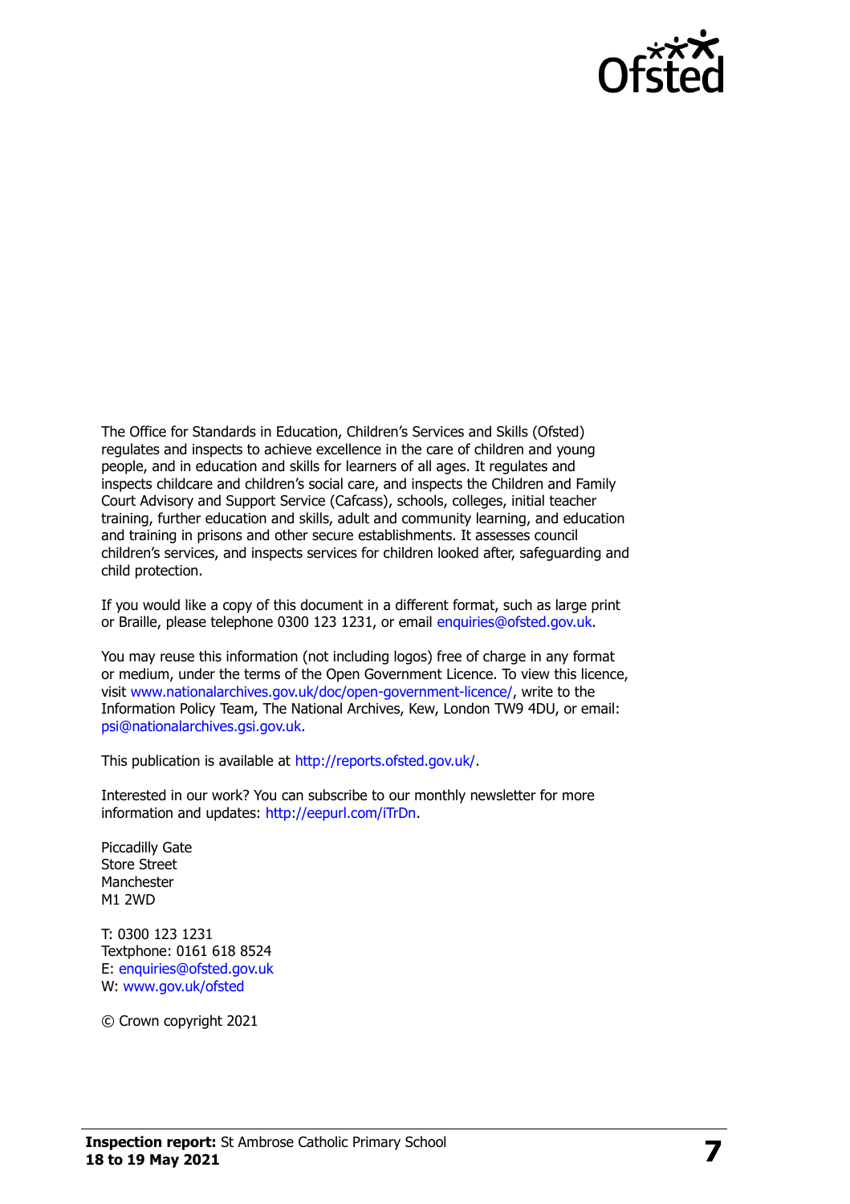The Office for Standards in Education, Children's Services and Skills (Ofsted) regulates and inspects to achieve excellence in the care of children and young people, and in education and skills for learners of all ages. It regulates and inspects childcare and children's social care, and inspects the Children and Family Court Advisory and Support Service (Cafcass), schools, colleges, initial teacher training, further education and skills, adult and community learning, and education and training in prisons and other secure establishments. It assesses council children's services, and inspects services for children looked after, safeguarding and child protection.

If you would like a copy of this document in a different format, such as large print or Braille, please telephone 0300 123 1231, or email enquiries@ofsted.gov.uk.

You may reuse this information (not including logos) free of charge in any format or medium, under the terms of the Open Government Licence. To view this licence, visit www.nationalarchives.gov.uk/doc/open-government-licence/, write to the Information Policy Team, The National Archives, Kew, London TW9 4DU, or email: psi@nationalarchives.gsi.gov.uk.

This publication is available at http://reports.ofsted.gov.uk/.

Interested in our work? You can subscribe to our monthly newsletter for more information and updates: http://eepurl.com/iTrDn.

Piccadilly Gate
Store Street
Manchester
M1 2WD

T: 0300 123 1231
Textphone: 0161 618 8524
E: enquiries@ofsted.gov.uk
W: www.gov.uk/ofsted

© Crown copyright 2021